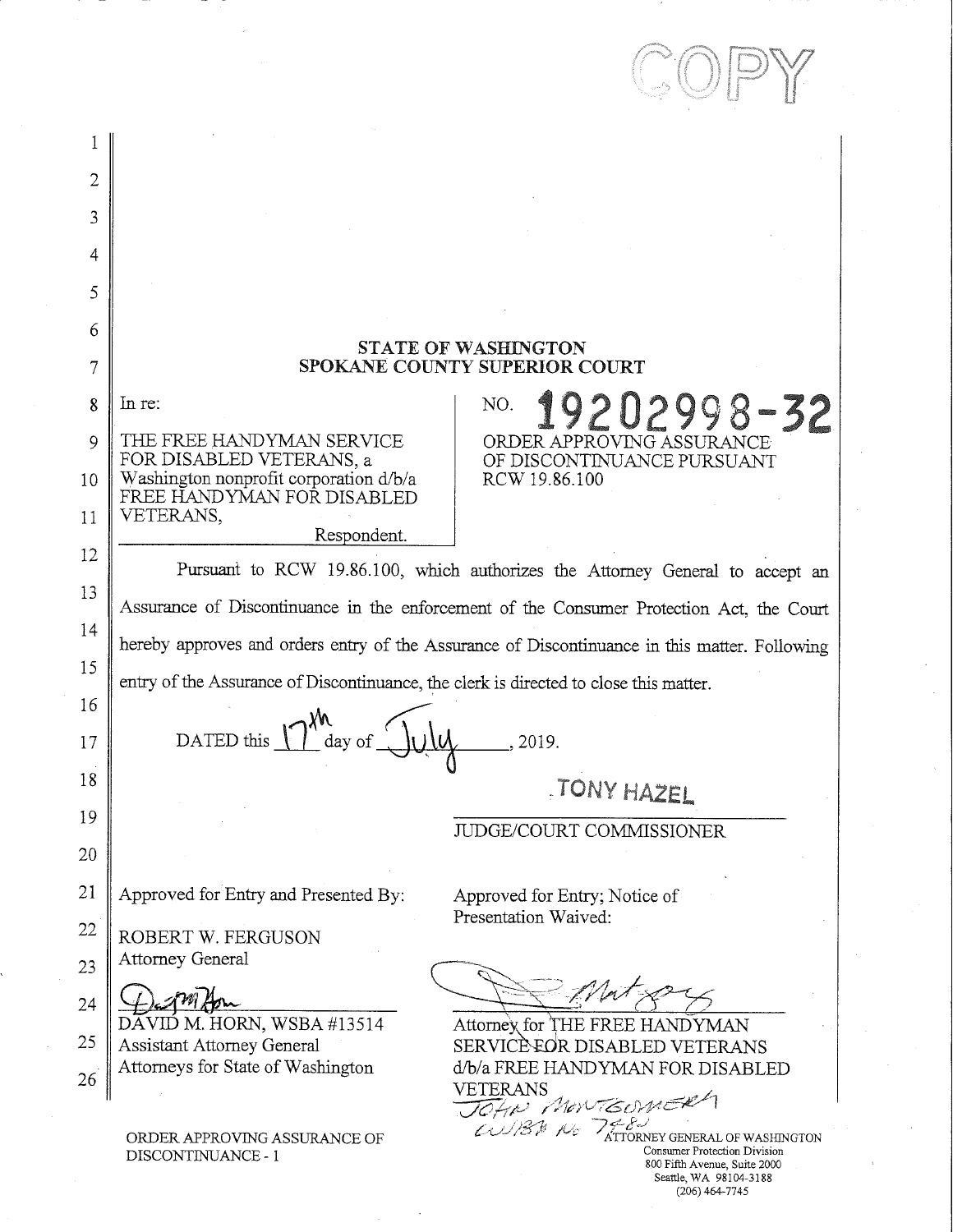COPY

**STATE OF WASHINGTON**
**SPOKANE COUNTY SUPERIOR COURT**

| | |
|---|---|
| In re:<br><br>THE FREE HANDYMAN SERVICE FOR DISABLED VETERANS, a Washington nonprofit corporation d/b/a FREE HANDYMAN FOR DISABLED VETERANS,<br><br>Respondent. | NO. **19202998-32**<br><br>ORDER APPROVING ASSURANCE OF DISCONTINUANCE PURSUANT RCW 19.86.100 |

Pursuant to RCW 19.86.100, which authorizes the Attorney General to accept an Assurance of Discontinuance in the enforcement of the Consumer Protection Act, the Court hereby approves and orders entry of the Assurance of Discontinuance in this matter. Following entry of the Assurance of Discontinuance, the clerk is directed to close this matter.

DATED this 17th day of July, 2019.

TONY HAZEL
JUDGE/COURT COMMISSIONER

Approved for Entry and Presented By:

ROBERT W. FERGUSON
Attorney General

[signature]
DAVID M. HORN, WSBA #13514
Assistant Attorney General
Attorneys for State of Washington

Approved for Entry; Notice of Presentation Waived:

[signature]
Attorney for THE FREE HANDYMAN SERVICE FOR DISABLED VETERANS d/b/a FREE HANDYMAN FOR DISABLED VETERANS
JOHN MONTGOMERY
WSBA No 7485

ORDER APPROVING ASSURANCE OF DISCONTINUANCE - 1

ATTORNEY GENERAL OF WASHINGTON
Consumer Protection Division
800 Fifth Avenue, Suite 2000
Seattle, WA 98104-3188
(206) 464-7745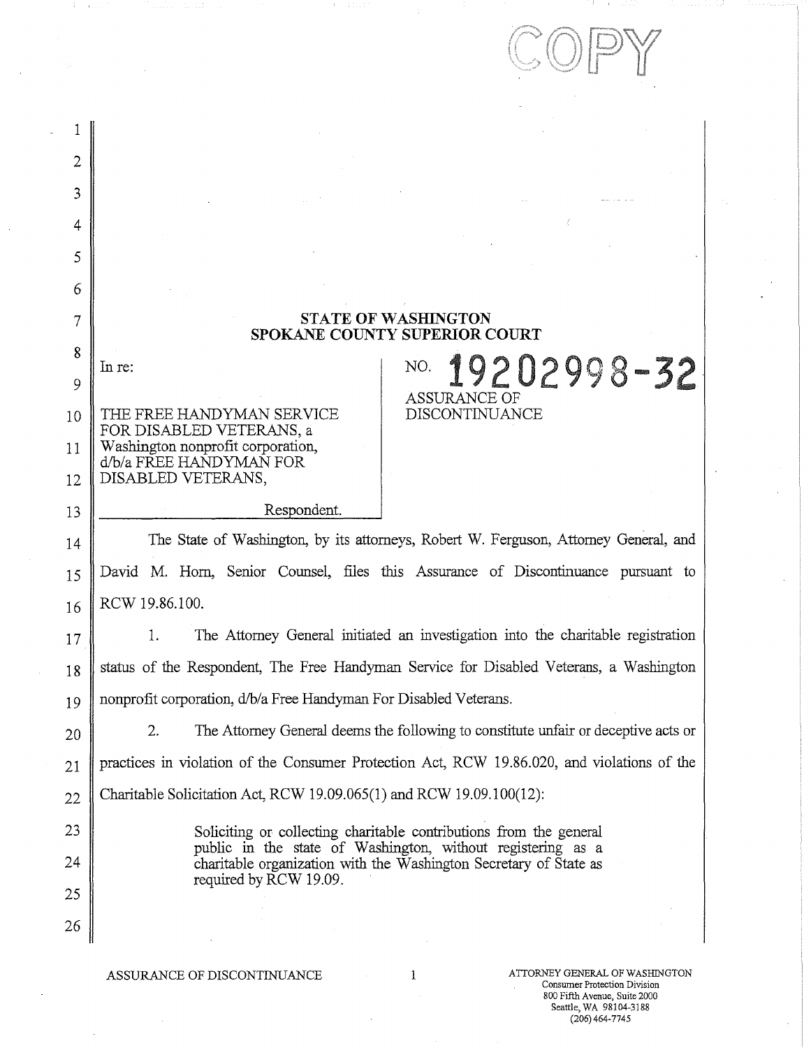COPY

**STATE OF WASHINGTON**
**SPOKANE COUNTY SUPERIOR COURT**

In re:

THE FREE HANDYMAN SERVICE FOR DISABLED VETERANS, a Washington nonprofit corporation, d/b/a FREE HANDYMAN FOR DISABLED VETERANS,

Respondent.

NO. 19202998-32

ASSURANCE OF DISCONTINUANCE

The State of Washington, by its attorneys, Robert W. Ferguson, Attorney General, and David M. Horn, Senior Counsel, files this Assurance of Discontinuance pursuant to RCW 19.86.100.

1. The Attorney General initiated an investigation into the charitable registration status of the Respondent, The Free Handyman Service for Disabled Veterans, a Washington nonprofit corporation, d/b/a Free Handyman For Disabled Veterans.

2. The Attorney General deems the following to constitute unfair or deceptive acts or practices in violation of the Consumer Protection Act, RCW 19.86.020, and violations of the Charitable Solicitation Act, RCW 19.09.065(1) and RCW 19.09.100(12):

> Soliciting or collecting charitable contributions from the general public in the state of Washington, without registering as a charitable organization with the Washington Secretary of State as required by RCW 19.09.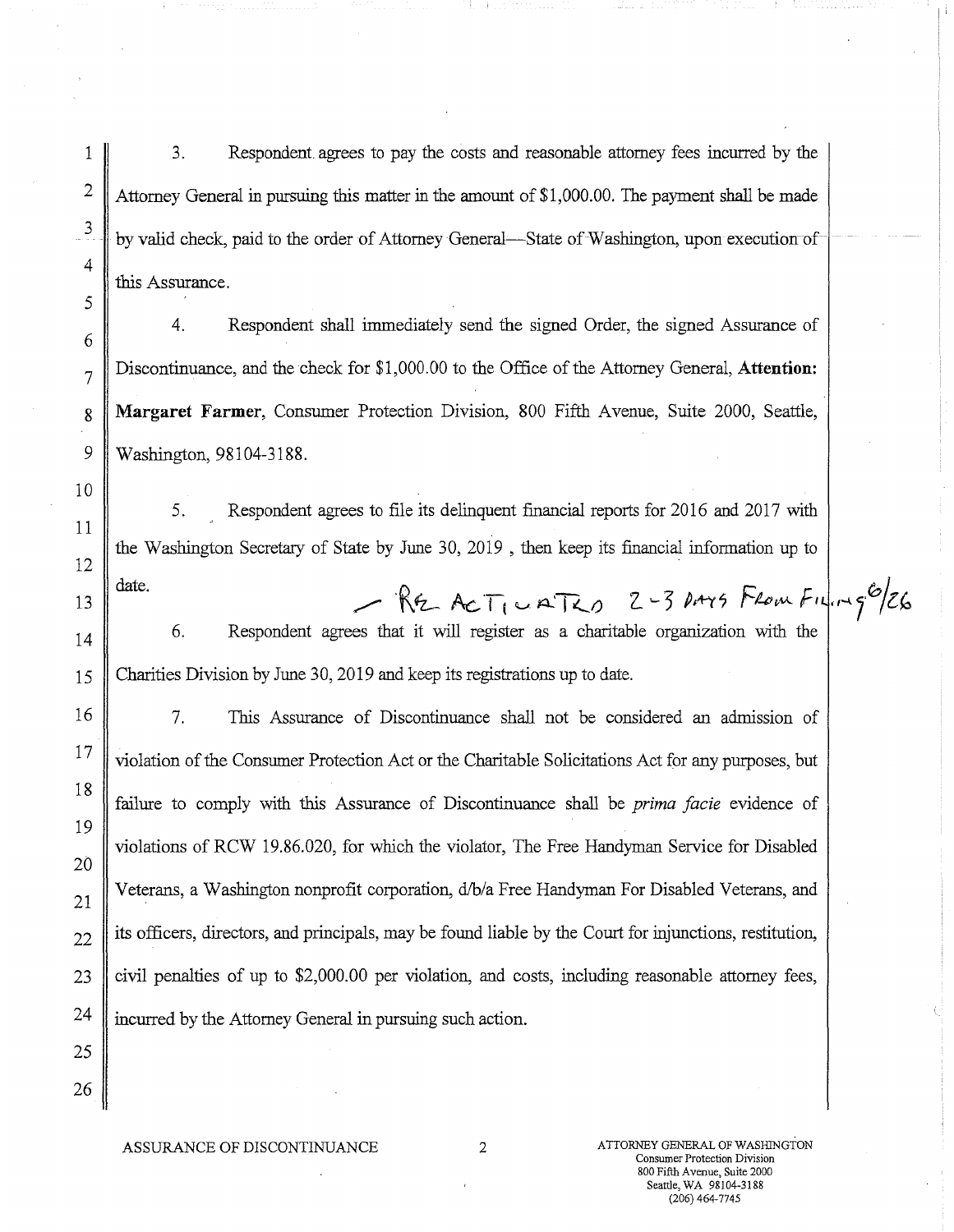3. Respondent agrees to pay the costs and reasonable attorney fees incurred by the Attorney General in pursuing this matter in the amount of $1,000.00. The payment shall be made by valid check, paid to the order of Attorney General—State of Washington, upon execution of this Assurance.

4. Respondent shall immediately send the signed Order, the signed Assurance of Discontinuance, and the check for $1,000.00 to the Office of the Attorney General, **Attention: Margaret Farmer**, Consumer Protection Division, 800 Fifth Avenue, Suite 2000, Seattle, Washington, 98104-3188.

5. Respondent agrees to file its delinquent financial reports for 2016 and 2017 with the Washington Secretary of State by June 30, 2019 , then keep its financial information up to date.

— Re Activated 2-3 days from filing 6/26

6. Respondent agrees that it will register as a charitable organization with the Charities Division by June 30, 2019 and keep its registrations up to date.

7. This Assurance of Discontinuance shall not be considered an admission of violation of the Consumer Protection Act or the Charitable Solicitations Act for any purposes, but failure to comply with this Assurance of Discontinuance shall be *prima facie* evidence of violations of RCW 19.86.020, for which the violator, The Free Handyman Service for Disabled Veterans, a Washington nonprofit corporation, d/b/a Free Handyman For Disabled Veterans, and its officers, directors, and principals, may be found liable by the Court for injunctions, restitution, civil penalties of up to $2,000.00 per violation, and costs, including reasonable attorney fees, incurred by the Attorney General in pursuing such action.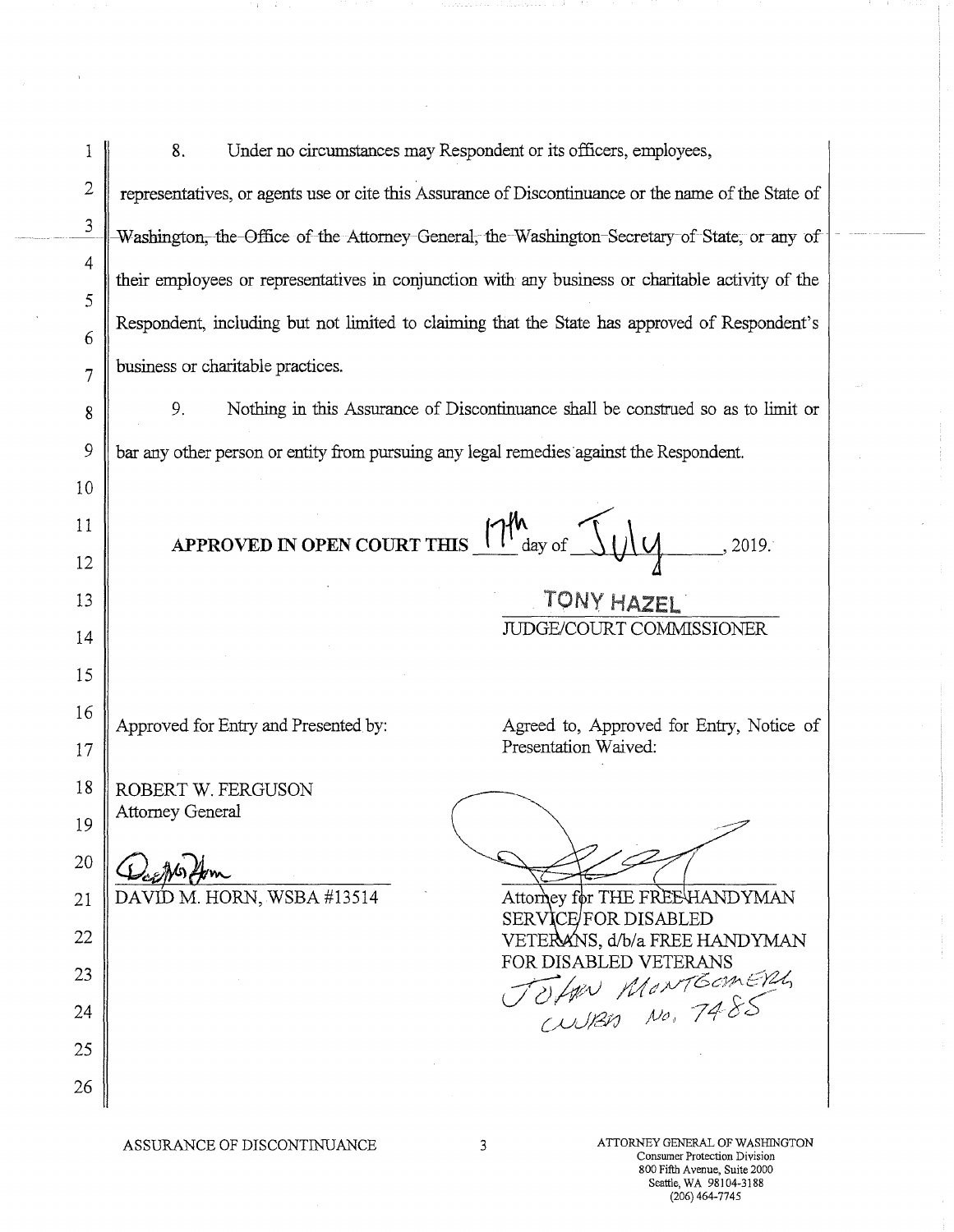8. Under no circumstances may Respondent or its officers, employees, representatives, or agents use or cite this Assurance of Discontinuance or the name of the State of Washington, the Office of the Attorney General, the Washington Secretary of State, or any of their employees or representatives in conjunction with any business or charitable activity of the Respondent, including but not limited to claiming that the State has approved of Respondent's business or charitable practices.

9. Nothing in this Assurance of Discontinuance shall be construed so as to limit or bar any other person or entity from pursuing any legal remedies against the Respondent.

**APPROVED IN OPEN COURT THIS** 17th day of July, 2019.

TONY HAZEL
JUDGE/COURT COMMISSIONER

Approved for Entry and Presented by:

ROBERT W. FERGUSON
Attorney General

DAVID M. HORN, WSBA #13514

Agreed to, Approved for Entry, Notice of Presentation Waived:

Attorney for THE FREE HANDYMAN SERVICE FOR DISABLED VETERANS, d/b/a FREE HANDYMAN FOR DISABLED VETERANS
JOHN MONTGOMERY, WSBA No. 7485

ASSURANCE OF DISCONTINUANCE

ATTORNEY GENERAL OF WASHINGTON
Consumer Protection Division
800 Fifth Avenue, Suite 2000
Seattle, WA 98104-3188
(206) 464-7745